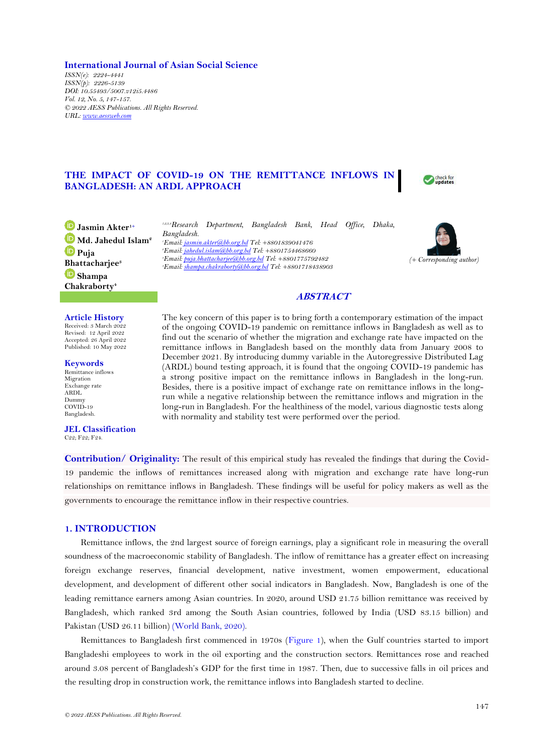International Journal of Asian Social Science
ISSN(e): 2224-4441
ISSN(p): 2226-5139
DOI: 10.55493/5007.v12i5.4486
Vol. 12, No. 5, 147-157.
© 2022 AESS Publications. All Rights Reserved.
URL: www.aessweb.com

# THE IMPACT OF COVID-19 ON THE REMITTANCE INFLOWS IN BANGLADESH: AN ARDL APPROACH

**Jasmin Akter**[1+]
**Md. Jahedul Islam**[2]
**Puja Bhattacharjee**[3]
**Shampa Chakraborty**[4]

[1,2,3,4]*Research Department, Bangladesh Bank, Head Office, Dhaka, Bangladesh.*
[1]*Email: jasmin.akter@bb.org.bd Tel: +8801839041476*
[2]*Email: jahedul.islam@bb.org.bd Tel: +8801754468660*
[3]*Email: puja.bhattacharjee@bb.org.bd Tel: +8801775792482*
[4]*Email: shampa.chakraborty@bb.org.bd Tel: +8801718438903*

(+ Corresponding author)

## ABSTRACT

The key concern of this paper is to bring forth a contemporary estimation of the impact of the ongoing COVID-19 pandemic on remittance inflows in Bangladesh as well as to find out the scenario of whether the migration and exchange rate have impacted on the remittance inflows in Bangladesh based on the monthly data from January 2008 to December 2021. By introducing dummy variable in the Autoregressive Distributed Lag (ARDL) bound testing approach, it is found that the ongoing COVID-19 pandemic has a strong positive impact on the remittance inflows in Bangladesh in the long-run. Besides, there is a positive impact of exchange rate on remittance inflows in the long-run while a negative relationship between the remittance inflows and migration in the long-run in Bangladesh. For the healthiness of the model, various diagnostic tests along with normality and stability test were performed over the period.

**Article History**
Received: 3 March 2022
Revised: 12 April 2022
Accepted: 26 April 2022
Published: 10 May 2022

**Keywords**
Remittance inflows
Migration
Exchange rate
ARDL
Dummy
COVID-19
Bangladesh.

**JEL Classification**
C22; F22; F24.

**Contribution/ Originality:** The result of this empirical study has revealed the findings that during the Covid-19 pandemic the inflows of remittances increased along with migration and exchange rate have long-run relationships on remittance inflows in Bangladesh. These findings will be useful for policy makers as well as the governments to encourage the remittance inflow in their respective countries.

## 1. INTRODUCTION

Remittance inflows, the 2nd largest source of foreign earnings, play a significant role in measuring the overall soundness of the macroeconomic stability of Bangladesh. The inflow of remittance has a greater effect on increasing foreign exchange reserves, financial development, native investment, women empowerment, educational development, and development of different other social indicators in Bangladesh. Now, Bangladesh is one of the leading remittance earners among Asian countries. In 2020, around USD 21.75 billion remittance was received by Bangladesh, which ranked 3rd among the South Asian countries, followed by India (USD 83.15 billion) and Pakistan (USD 26.11 billion) (World Bank, 2020).

Remittances to Bangladesh first commenced in 1970s (Figure 1), when the Gulf countries started to import Bangladeshi employees to work in the oil exporting and the construction sectors. Remittances rose and reached around 3.08 percent of Bangladesh's GDP for the first time in 1987. Then, due to successive falls in oil prices and the resulting drop in construction work, the remittance inflows into Bangladesh started to decline.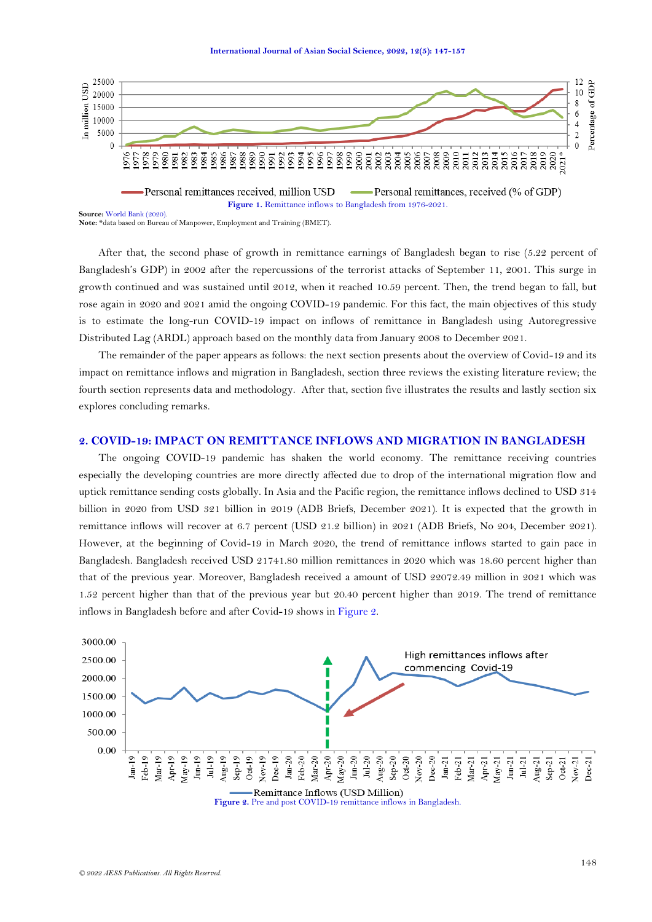Figure 1. Remittance inflows to Bangladesh from 1976-2021.

**Source:** World Bank (2020).
**Note:** *data based on Bureau of Manpower, Employment and Training (BMET).

After that, the second phase of growth in remittance earnings of Bangladesh began to rise (5.22 percent of Bangladesh's GDP) in 2002 after the repercussions of the terrorist attacks of September 11, 2001. This surge in growth continued and was sustained until 2012, when it reached 10.59 percent. Then, the trend began to fall, but rose again in 2020 and 2021 amid the ongoing COVID-19 pandemic. For this fact, the main objectives of this study is to estimate the long-run COVID-19 impact on inflows of remittance in Bangladesh using Autoregressive Distributed Lag (ARDL) approach based on the monthly data from January 2008 to December 2021.

The remainder of the paper appears as follows: the next section presents about the overview of Covid-19 and its impact on remittance inflows and migration in Bangladesh, section three reviews the existing literature review; the fourth section represents data and methodology. After that, section five illustrates the results and lastly section six explores concluding remarks.

## 2. COVID-19: IMPACT ON REMITTANCE INFLOWS AND MIGRATION IN BANGLADESH

The ongoing COVID-19 pandemic has shaken the world economy. The remittance receiving countries especially the developing countries are more directly affected due to drop of the international migration flow and uptick remittance sending costs globally. In Asia and the Pacific region, the remittance inflows declined to USD 314 billion in 2020 from USD 321 billion in 2019 (ADB Briefs, December 2021). It is expected that the growth in remittance inflows will recover at 6.7 percent (USD 21.2 billion) in 2021 (ADB Briefs, No 204, December 2021). However, at the beginning of Covid-19 in March 2020, the trend of remittance inflows started to gain pace in Bangladesh. Bangladesh received USD 21741.80 million remittances in 2020 which was 18.60 percent higher than that of the previous year. Moreover, Bangladesh received a amount of USD 22072.49 million in 2021 which was 1.52 percent higher than that of the previous year but 20.40 percent higher than 2019. The trend of remittance inflows in Bangladesh before and after Covid-19 shows in Figure 2.

Figure 2. Pre and post COVID-19 remittance inflows in Bangladesh.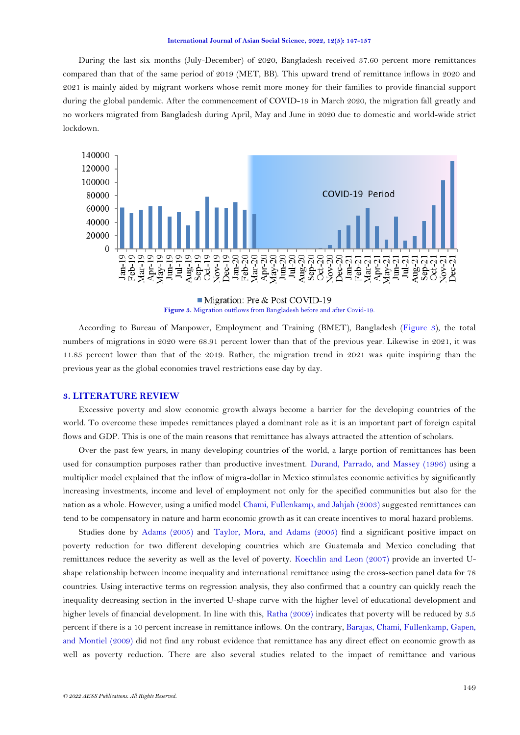During the last six months (July-December) of 2020, Bangladesh received 37.60 percent more remittances compared than that of the same period of 2019 (MET, BB). This upward trend of remittance inflows in 2020 and 2021 is mainly aided by migrant workers whose remit more money for their families to provide financial support during the global pandemic. After the commencement of COVID-19 in March 2020, the migration fall greatly and no workers migrated from Bangladesh during April, May and June in 2020 due to domestic and world-wide strict lockdown.

**Figure 3.** Migration outflows from Bangladesh before and after Covid-19.

According to Bureau of Manpower, Employment and Training (BMET), Bangladesh (Figure 3), the total numbers of migrations in 2020 were 68.91 percent lower than that of the previous year. Likewise in 2021, it was 11.85 percent lower than that of the 2019. Rather, the migration trend in 2021 was quite inspiring than the previous year as the global economies travel restrictions ease day by day.

## 3. LITERATURE REVIEW

Excessive poverty and slow economic growth always become a barrier for the developing countries of the world. To overcome these impedes remittances played a dominant role as it is an important part of foreign capital flows and GDP. This is one of the main reasons that remittance has always attracted the attention of scholars.

Over the past few years, in many developing countries of the world, a large portion of remittances has been used for consumption purposes rather than productive investment. Durand, Parrado, and Massey (1996) using a multiplier model explained that the inflow of migra-dollar in Mexico stimulates economic activities by significantly increasing investments, income and level of employment not only for the specified communities but also for the nation as a whole. However, using a unified model Chami, Fullenkamp, and Jahjah (2003) suggested remittances can tend to be compensatory in nature and harm economic growth as it can create incentives to moral hazard problems.

Studies done by Adams (2005) and Taylor, Mora, and Adams (2005) find a significant positive impact on poverty reduction for two different developing countries which are Guatemala and Mexico concluding that remittances reduce the severity as well as the level of poverty. Koechlin and Leon (2007) provide an inverted U-shape relationship between income inequality and international remittance using the cross-section panel data for 78 countries. Using interactive terms on regression analysis, they also confirmed that a country can quickly reach the inequality decreasing section in the inverted U-shape curve with the higher level of educational development and higher levels of financial development. In line with this, Ratha (2009) indicates that poverty will be reduced by 3.5 percent if there is a 10 percent increase in remittance inflows. On the contrary, Barajas, Chami, Fullenkamp, Gapen, and Montiel (2009) did not find any robust evidence that remittance has any direct effect on economic growth as well as poverty reduction. There are also several studies related to the impact of remittance and various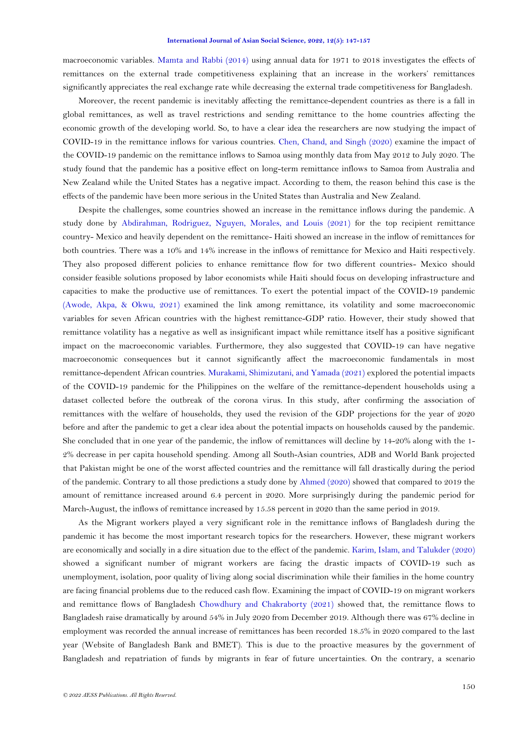macroeconomic variables. Mamta and Rabbi (2014) using annual data for 1971 to 2018 investigates the effects of remittances on the external trade competitiveness explaining that an increase in the workers' remittances significantly appreciates the real exchange rate while decreasing the external trade competitiveness for Bangladesh.

Moreover, the recent pandemic is inevitably affecting the remittance-dependent countries as there is a fall in global remittances, as well as travel restrictions and sending remittance to the home countries affecting the economic growth of the developing world. So, to have a clear idea the researchers are now studying the impact of COVID-19 in the remittance inflows for various countries. Chen, Chand, and Singh (2020) examine the impact of the COVID-19 pandemic on the remittance inflows to Samoa using monthly data from May 2012 to July 2020. The study found that the pandemic has a positive effect on long-term remittance inflows to Samoa from Australia and New Zealand while the United States has a negative impact. According to them, the reason behind this case is the effects of the pandemic have been more serious in the United States than Australia and New Zealand.

Despite the challenges, some countries showed an increase in the remittance inflows during the pandemic. A study done by Abdirahman, Rodriguez, Nguyen, Morales, and Louis (2021) for the top recipient remittance country- Mexico and heavily dependent on the remittance- Haiti showed an increase in the inflow of remittances for both countries. There was a 10% and 14% increase in the inflows of remittance for Mexico and Haiti respectively. They also proposed different policies to enhance remittance flow for two different countries- Mexico should consider feasible solutions proposed by labor economists while Haiti should focus on developing infrastructure and capacities to make the productive use of remittances. To exert the potential impact of the COVID-19 pandemic (Awode, Akpa, & Okwu, 2021) examined the link among remittance, its volatility and some macroeconomic variables for seven African countries with the highest remittance-GDP ratio. However, their study showed that remittance volatility has a negative as well as insignificant impact while remittance itself has a positive significant impact on the macroeconomic variables. Furthermore, they also suggested that COVID-19 can have negative macroeconomic consequences but it cannot significantly affect the macroeconomic fundamentals in most remittance-dependent African countries. Murakami, Shimizutani, and Yamada (2021) explored the potential impacts of the COVID-19 pandemic for the Philippines on the welfare of the remittance-dependent households using a dataset collected before the outbreak of the corona virus. In this study, after confirming the association of remittances with the welfare of households, they used the revision of the GDP projections for the year of 2020 before and after the pandemic to get a clear idea about the potential impacts on households caused by the pandemic. She concluded that in one year of the pandemic, the inflow of remittances will decline by 14-20% along with the 1-2% decrease in per capita household spending. Among all South-Asian countries, ADB and World Bank projected that Pakistan might be one of the worst affected countries and the remittance will fall drastically during the period of the pandemic. Contrary to all those predictions a study done by Ahmed (2020) showed that compared to 2019 the amount of remittance increased around 6.4 percent in 2020. More surprisingly during the pandemic period for March-August, the inflows of remittance increased by 15.58 percent in 2020 than the same period in 2019.

As the Migrant workers played a very significant role in the remittance inflows of Bangladesh during the pandemic it has become the most important research topics for the researchers. However, these migrant workers are economically and socially in a dire situation due to the effect of the pandemic. Karim, Islam, and Talukder (2020) showed a significant number of migrant workers are facing the drastic impacts of COVID-19 such as unemployment, isolation, poor quality of living along social discrimination while their families in the home country are facing financial problems due to the reduced cash flow. Examining the impact of COVID-19 on migrant workers and remittance flows of Bangladesh Chowdhury and Chakraborty (2021) showed that, the remittance flows to Bangladesh raise dramatically by around 54% in July 2020 from December 2019. Although there was 67% decline in employment was recorded the annual increase of remittances has been recorded 18.5% in 2020 compared to the last year (Website of Bangladesh Bank and BMET). This is due to the proactive measures by the government of Bangladesh and repatriation of funds by migrants in fear of future uncertainties. On the contrary, a scenario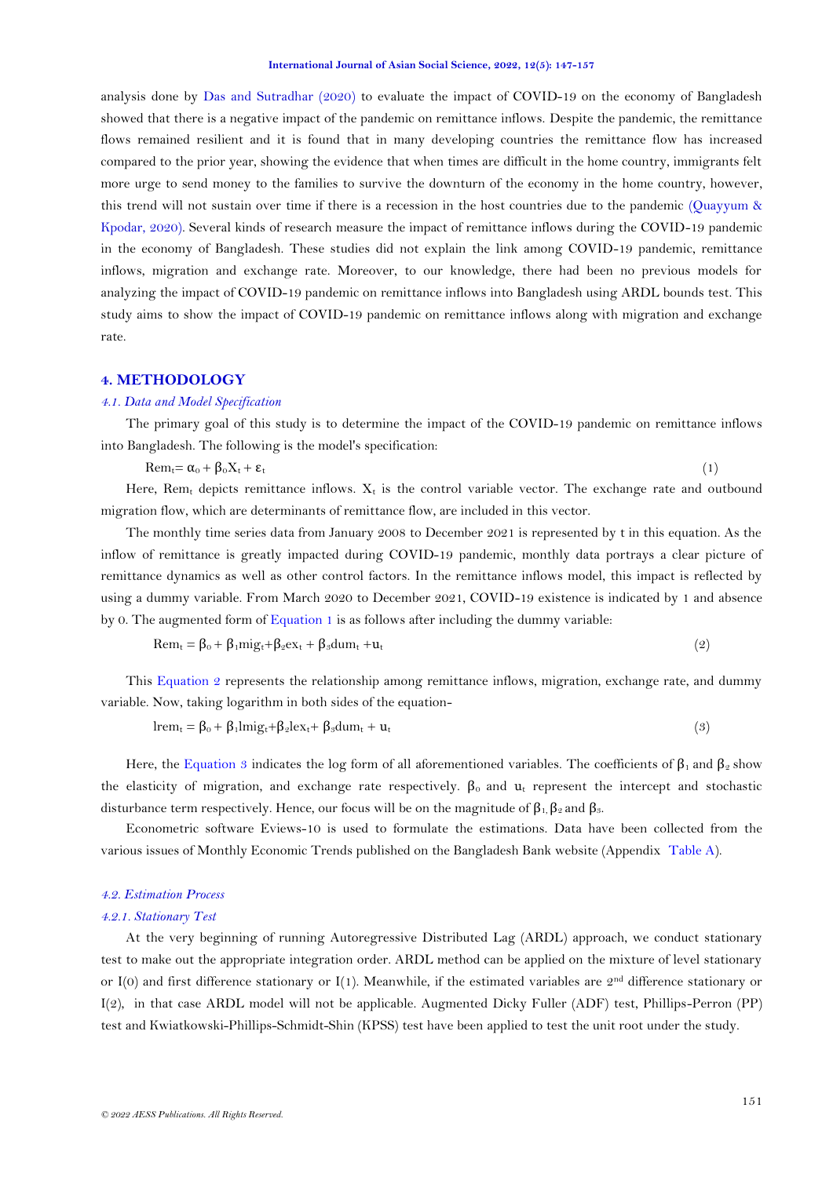analysis done by Das and Sutradhar (2020) to evaluate the impact of COVID-19 on the economy of Bangladesh showed that there is a negative impact of the pandemic on remittance inflows. Despite the pandemic, the remittance flows remained resilient and it is found that in many developing countries the remittance flow has increased compared to the prior year, showing the evidence that when times are difficult in the home country, immigrants felt more urge to send money to the families to survive the downturn of the economy in the home country, however, this trend will not sustain over time if there is a recession in the host countries due to the pandemic (Quayyum & Kpodar, 2020). Several kinds of research measure the impact of remittance inflows during the COVID-19 pandemic in the economy of Bangladesh. These studies did not explain the link among COVID-19 pandemic, remittance inflows, migration and exchange rate. Moreover, to our knowledge, there had been no previous models for analyzing the impact of COVID-19 pandemic on remittance inflows into Bangladesh using ARDL bounds test. This study aims to show the impact of COVID-19 pandemic on remittance inflows along with migration and exchange rate.

## 4. METHODOLOGY

### *4.1. Data and Model Specification*

The primary goal of this study is to determine the impact of the COVID-19 pandemic on remittance inflows into Bangladesh. The following is the model's specification:

$$Rem_t = \alpha_0 + \beta_0 X_t + \varepsilon_t \quad (1)$$

Here, $Rem_t$ depicts remittance inflows. $X_t$ is the control variable vector. The exchange rate and outbound migration flow, which are determinants of remittance flow, are included in this vector.

The monthly time series data from January 2008 to December 2021 is represented by t in this equation. As the inflow of remittance is greatly impacted during COVID-19 pandemic, monthly data portrays a clear picture of remittance dynamics as well as other control factors. In the remittance inflows model, this impact is reflected by using a dummy variable. From March 2020 to December 2021, COVID-19 existence is indicated by 1 and absence by 0. The augmented form of Equation 1 is as follows after including the dummy variable:

$$Rem_t = \beta_0 + \beta_1 mig_t + \beta_2 ex_t + \beta_3 dum_t + u_t \quad (2)$$

This Equation 2 represents the relationship among remittance inflows, migration, exchange rate, and dummy variable. Now, taking logarithm in both sides of the equation-

$$lrem_t = \beta_0 + \beta_1 lmig_t + \beta_2 lex_t + \beta_3 dum_t + u_t \quad (3)$$

Here, the Equation 3 indicates the log form of all aforementioned variables. The coefficients of $\beta_1$ and $\beta_2$ show the elasticity of migration, and exchange rate respectively. $\beta_0$ and $u_t$ represent the intercept and stochastic disturbance term respectively. Hence, our focus will be on the magnitude of $\beta_1$, $\beta_2$ and $\beta_3$.

Econometric software Eviews-10 is used to formulate the estimations. Data have been collected from the various issues of Monthly Economic Trends published on the Bangladesh Bank website (Appendix Table A).

### *4.2. Estimation Process*

#### *4.2.1. Stationary Test*

At the very beginning of running Autoregressive Distributed Lag (ARDL) approach, we conduct stationary test to make out the appropriate integration order. ARDL method can be applied on the mixture of level stationary or I(0) and first difference stationary or I(1). Meanwhile, if the estimated variables are 2nd difference stationary or I(2), in that case ARDL model will not be applicable. Augmented Dicky Fuller (ADF) test, Phillips-Perron (PP) test and Kwiatkowski-Phillips-Schmidt-Shin (KPSS) test have been applied to test the unit root under the study.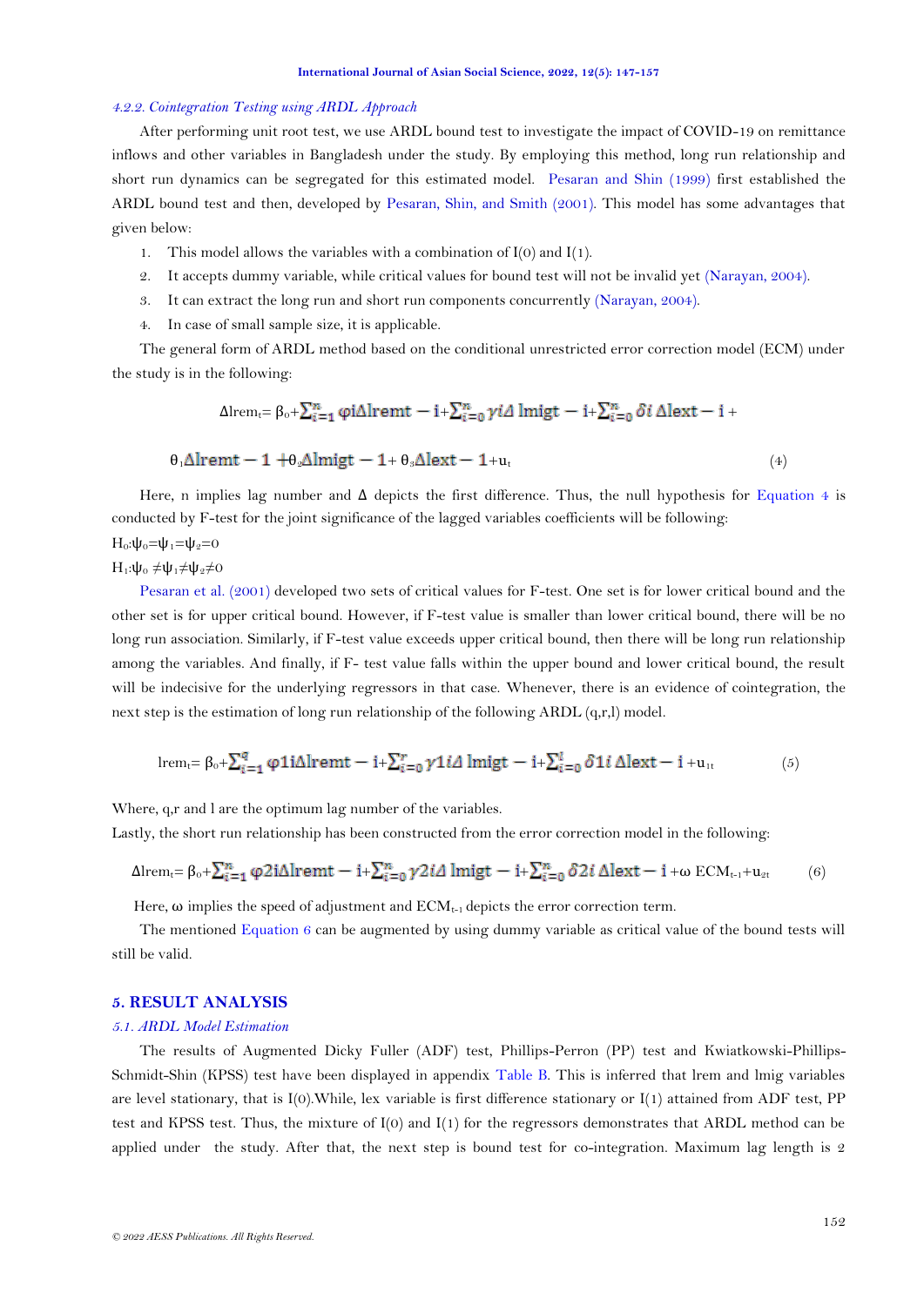#### *4.2.2. Cointegration Testing using ARDL Approach*

After performing unit root test, we use ARDL bound test to investigate the impact of COVID-19 on remittance inflows and other variables in Bangladesh under the study. By employing this method, long run relationship and short run dynamics can be segregated for this estimated model. Pesaran and Shin (1999) first established the ARDL bound test and then, developed by Pesaran, Shin, and Smith (2001). This model has some advantages that given below:

1. This model allows the variables with a combination of I(0) and I(1).
2. It accepts dummy variable, while critical values for bound test will not be invalid yet (Narayan, 2004).
3. It can extract the long run and short run components concurrently (Narayan, 2004).
4. In case of small sample size, it is applicable.

The general form of ARDL method based on the conditional unrestricted error correction model (ECM) under the study is in the following:

$$\Delta lrem_t = \beta_0 + \sum_{i=1}^{n} \varphi i \Delta lremt - i + \sum_{i=0}^{n} \gamma i \Delta\, lmigt - i + \sum_{i=0}^{n} \delta i\, \Delta lext - i +$$

$$\theta_1 \Delta lremt - 1 + \theta_2 \Delta lmigt - 1 + \theta_3 \Delta lext - 1 + u_t \quad (4)$$

Here, n implies lag number and $\Delta$ depicts the first difference. Thus, the null hypothesis for Equation 4 is conducted by F-test for the joint significance of the lagged variables coefficients will be following:

$H_0: \psi_0 = \psi_1 = \psi_2 = 0$

$H_1: \psi_0 \neq \psi_1 \neq \psi_2 \neq 0$

Pesaran et al. (2001) developed two sets of critical values for F-test. One set is for lower critical bound and the other set is for upper critical bound. However, if F-test value is smaller than lower critical bound, there will be no long run association. Similarly, if F-test value exceeds upper critical bound, then there will be long run relationship among the variables. And finally, if F- test value falls within the upper bound and lower critical bound, the result will be indecisive for the underlying regressors in that case. Whenever, there is an evidence of cointegration, the next step is the estimation of long run relationship of the following ARDL (q,r,l) model.

$$lrem_t = \beta_0 + \sum_{i=1}^{q} \varphi 1 i \Delta lremt - i + \sum_{i=0}^{r} \gamma 1 i \Delta\, lmigt - i + \sum_{i=0}^{l} \delta 1 i\, \Delta lext - i + u_{1t} \quad (5)$$

Where, q,r and l are the optimum lag number of the variables.

Lastly, the short run relationship has been constructed from the error correction model in the following:

$$\Delta lrem_t = \beta_0 + \sum_{i=1}^{n} \varphi 2 i \Delta lremt - i + \sum_{i=0}^{n} \gamma 2 i \Delta\, lmigt - i + \sum_{i=0}^{n} \delta 2 i\, \Delta lext - i + \omega\, ECM_{t-1} + u_{2t} \quad (6)$$

Here, $\omega$ implies the speed of adjustment and $ECM_{t-1}$ depicts the error correction term.

The mentioned Equation 6 can be augmented by using dummy variable as critical value of the bound tests will still be valid.

## 5. RESULT ANALYSIS

### *5.1. ARDL Model Estimation*

The results of Augmented Dicky Fuller (ADF) test, Phillips-Perron (PP) test and Kwiatkowski-Phillips-Schmidt-Shin (KPSS) test have been displayed in appendix Table B. This is inferred that lrem and lmig variables are level stationary, that is I(0).While, lex variable is first difference stationary or I(1) attained from ADF test, PP test and KPSS test. Thus, the mixture of I(0) and I(1) for the regressors demonstrates that ARDL method can be applied under the study. After that, the next step is bound test for co-integration. Maximum lag length is 2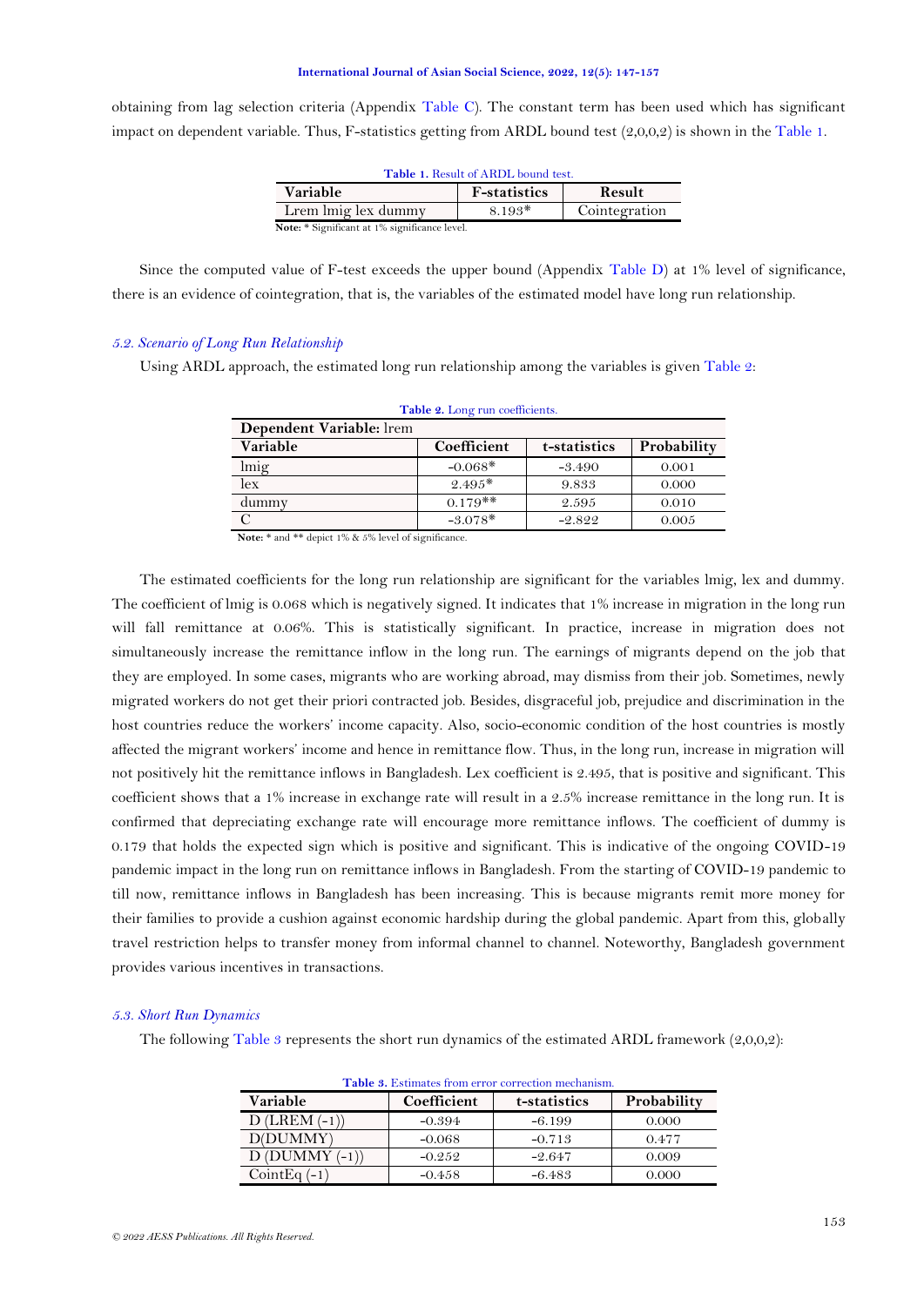obtaining from lag selection criteria (Appendix Table C). The constant term has been used which has significant impact on dependent variable. Thus, F-statistics getting from ARDL bound test (2,0,0,2) is shown in the Table 1.

**Table 1.** Result of ARDL bound test.

| Variable | F-statistics | Result |
|---|---|---|
| Lrem lmig lex dummy | 8.193* | Cointegration |

**Note:** * Significant at 1% significance level.

Since the computed value of F-test exceeds the upper bound (Appendix Table D) at 1% level of significance, there is an evidence of cointegration, that is, the variables of the estimated model have long run relationship.

### *5.2. Scenario of Long Run Relationship*

Using ARDL approach, the estimated long run relationship among the variables is given Table 2:

**Table 2.** Long run coefficients.

| **Dependent Variable:** lrem | | | |
|---|---|---|---|
| **Variable** | **Coefficient** | **t-statistics** | **Probability** |
| lmig | -0.068* | -3.490 | 0.001 |
| lex | 2.495* | 9.833 | 0.000 |
| dummy | 0.179** | 2.595 | 0.010 |
| C | -3.078* | -2.822 | 0.005 |

**Note:** * and ** depict 1% & 5% level of significance.

The estimated coefficients for the long run relationship are significant for the variables lmig, lex and dummy. The coefficient of lmig is 0.068 which is negatively signed. It indicates that 1% increase in migration in the long run will fall remittance at 0.06%. This is statistically significant. In practice, increase in migration does not simultaneously increase the remittance inflow in the long run. The earnings of migrants depend on the job that they are employed. In some cases, migrants who are working abroad, may dismiss from their job. Sometimes, newly migrated workers do not get their priori contracted job. Besides, disgraceful job, prejudice and discrimination in the host countries reduce the workers' income capacity. Also, socio-economic condition of the host countries is mostly affected the migrant workers' income and hence in remittance flow. Thus, in the long run, increase in migration will not positively hit the remittance inflows in Bangladesh. Lex coefficient is 2.495, that is positive and significant. This coefficient shows that a 1% increase in exchange rate will result in a 2.5% increase remittance in the long run. It is confirmed that depreciating exchange rate will encourage more remittance inflows. The coefficient of dummy is 0.179 that holds the expected sign which is positive and significant. This is indicative of the ongoing COVID-19 pandemic impact in the long run on remittance inflows in Bangladesh. From the starting of COVID-19 pandemic to till now, remittance inflows in Bangladesh has been increasing. This is because migrants remit more money for their families to provide a cushion against economic hardship during the global pandemic. Apart from this, globally travel restriction helps to transfer money from informal channel to channel. Noteworthy, Bangladesh government provides various incentives in transactions.

### *5.3. Short Run Dynamics*

The following Table 3 represents the short run dynamics of the estimated ARDL framework (2,0,0,2):

**Table 3.** Estimates from error correction mechanism.

| Variable | Coefficient | t-statistics | Probability |
|---|---|---|---|
| D (LREM (-1)) | -0.394 | -6.199 | 0.000 |
| D(DUMMY) | -0.068 | -0.713 | 0.477 |
| D (DUMMY (-1)) | -0.252 | -2.647 | 0.009 |
| CointEq (-1) | -0.458 | -6.483 | 0.000 |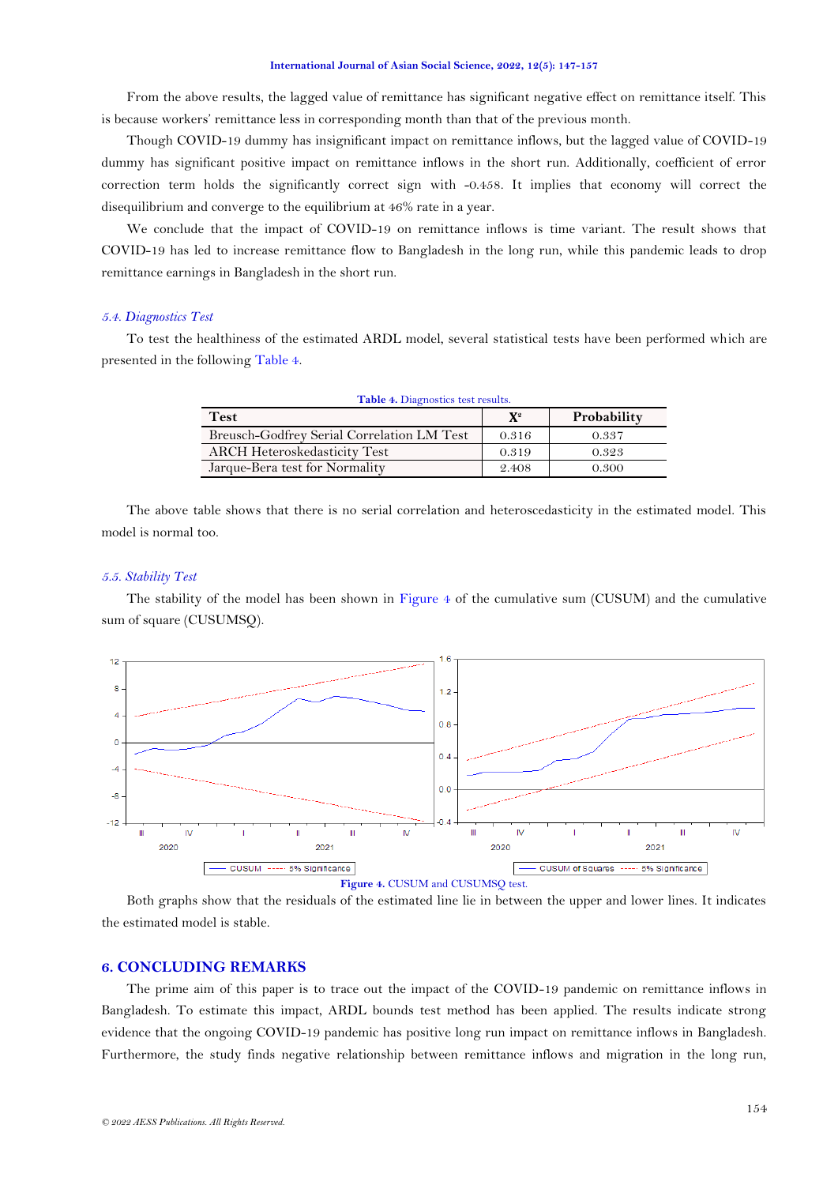From the above results, the lagged value of remittance has significant negative effect on remittance itself. This is because workers' remittance less in corresponding month than that of the previous month.

Though COVID-19 dummy has insignificant impact on remittance inflows, but the lagged value of COVID-19 dummy has significant positive impact on remittance inflows in the short run. Additionally, coefficient of error correction term holds the significantly correct sign with -0.458. It implies that economy will correct the disequilibrium and converge to the equilibrium at 46% rate in a year.

We conclude that the impact of COVID-19 on remittance inflows is time variant. The result shows that COVID-19 has led to increase remittance flow to Bangladesh in the long run, while this pandemic leads to drop remittance earnings in Bangladesh in the short run.

### *5.4. Diagnostics Test*

To test the healthiness of the estimated ARDL model, several statistical tests have been performed which are presented in the following Table 4.

**Table 4.** Diagnostics test results.

| Test | $X^2$ | Probability |
|---|---|---|
| Breusch-Godfrey Serial Correlation LM Test | 0.316 | 0.337 |
| ARCH Heteroskedasticity Test | 0.319 | 0.323 |
| Jarque-Bera test for Normality | 2.408 | 0.300 |

The above table shows that there is no serial correlation and heteroscedasticity in the estimated model. This model is normal too.

### *5.5. Stability Test*

The stability of the model has been shown in Figure 4 of the cumulative sum (CUSUM) and the cumulative sum of square (CUSUMSQ).

**Figure 4.** CUSUM and CUSUMSQ test.

Both graphs show that the residuals of the estimated line lie in between the upper and lower lines. It indicates the estimated model is stable.

## 6. CONCLUDING REMARKS

The prime aim of this paper is to trace out the impact of the COVID-19 pandemic on remittance inflows in Bangladesh. To estimate this impact, ARDL bounds test method has been applied. The results indicate strong evidence that the ongoing COVID-19 pandemic has positive long run impact on remittance inflows in Bangladesh. Furthermore, the study finds negative relationship between remittance inflows and migration in the long run,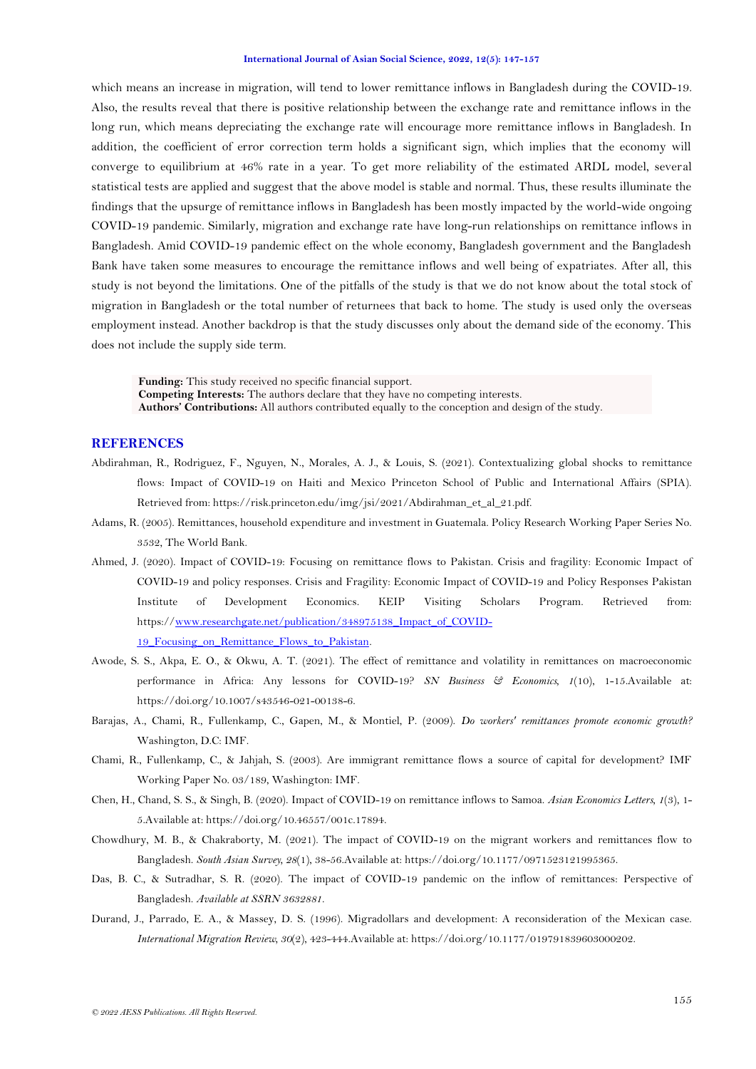which means an increase in migration, will tend to lower remittance inflows in Bangladesh during the COVID-19. Also, the results reveal that there is positive relationship between the exchange rate and remittance inflows in the long run, which means depreciating the exchange rate will encourage more remittance inflows in Bangladesh. In addition, the coefficient of error correction term holds a significant sign, which implies that the economy will converge to equilibrium at 46% rate in a year. To get more reliability of the estimated ARDL model, several statistical tests are applied and suggest that the above model is stable and normal. Thus, these results illuminate the findings that the upsurge of remittance inflows in Bangladesh has been mostly impacted by the world-wide ongoing COVID-19 pandemic. Similarly, migration and exchange rate have long-run relationships on remittance inflows in Bangladesh. Amid COVID-19 pandemic effect on the whole economy, Bangladesh government and the Bangladesh Bank have taken some measures to encourage the remittance inflows and well being of expatriates. After all, this study is not beyond the limitations. One of the pitfalls of the study is that we do not know about the total stock of migration in Bangladesh or the total number of returnees that back to home. The study is used only the overseas employment instead. Another backdrop is that the study discusses only about the demand side of the economy. This does not include the supply side term.

**Funding:** This study received no specific financial support.
**Competing Interests:** The authors declare that they have no competing interests.
**Authors' Contributions:** All authors contributed equally to the conception and design of the study.

## REFERENCES

Abdirahman, R., Rodriguez, F., Nguyen, N., Morales, A. J., & Louis, S. (2021). Contextualizing global shocks to remittance flows: Impact of COVID-19 on Haiti and Mexico Princeton School of Public and International Affairs (SPIA). Retrieved from: https://risk.princeton.edu/img/jsi/2021/Abdirahman_et_al_21.pdf.

Adams, R. (2005). Remittances, household expenditure and investment in Guatemala. Policy Research Working Paper Series No. 3532, The World Bank.

Ahmed, J. (2020). Impact of COVID-19: Focusing on remittance flows to Pakistan. Crisis and fragility: Economic Impact of COVID-19 and policy responses. Crisis and Fragility: Economic Impact of COVID-19 and Policy Responses Pakistan Institute of Development Economics. KEIP Visiting Scholars Program. Retrieved from: https://www.researchgate.net/publication/348975138_Impact_of_COVID-19_Focusing_on_Remittance_Flows_to_Pakistan.

Awode, S. S., Akpa, E. O., & Okwu, A. T. (2021). The effect of remittance and volatility in remittances on macroeconomic performance in Africa: Any lessons for COVID-19? *SN Business & Economics*, *1*(10), 1-15.Available at: https://doi.org/10.1007/s43546-021-00138-6.

Barajas, A., Chami, R., Fullenkamp, C., Gapen, M., & Montiel, P. (2009). *Do workers' remittances promote economic growth?* Washington, D.C: IMF.

Chami, R., Fullenkamp, C., & Jahjah, S. (2003). Are immigrant remittance flows a source of capital for development? IMF Working Paper No. 03/189, Washington: IMF.

Chen, H., Chand, S. S., & Singh, B. (2020). Impact of COVID-19 on remittance inflows to Samoa. *Asian Economics Letters*, *1*(3), 1-5.Available at: https://doi.org/10.46557/001c.17894.

Chowdhury, M. B., & Chakraborty, M. (2021). The impact of COVID-19 on the migrant workers and remittances flow to Bangladesh. *South Asian Survey*, *28*(1), 38-56.Available at: https://doi.org/10.1177/0971523121995365.

Das, B. C., & Sutradhar, S. R. (2020). The impact of COVID-19 pandemic on the inflow of remittances: Perspective of Bangladesh. *Available at SSRN 3632881*.

Durand, J., Parrado, E. A., & Massey, D. S. (1996). Migradollars and development: A reconsideration of the Mexican case. *International Migration Review*, *30*(2), 423-444.Available at: https://doi.org/10.1177/019791839603000202.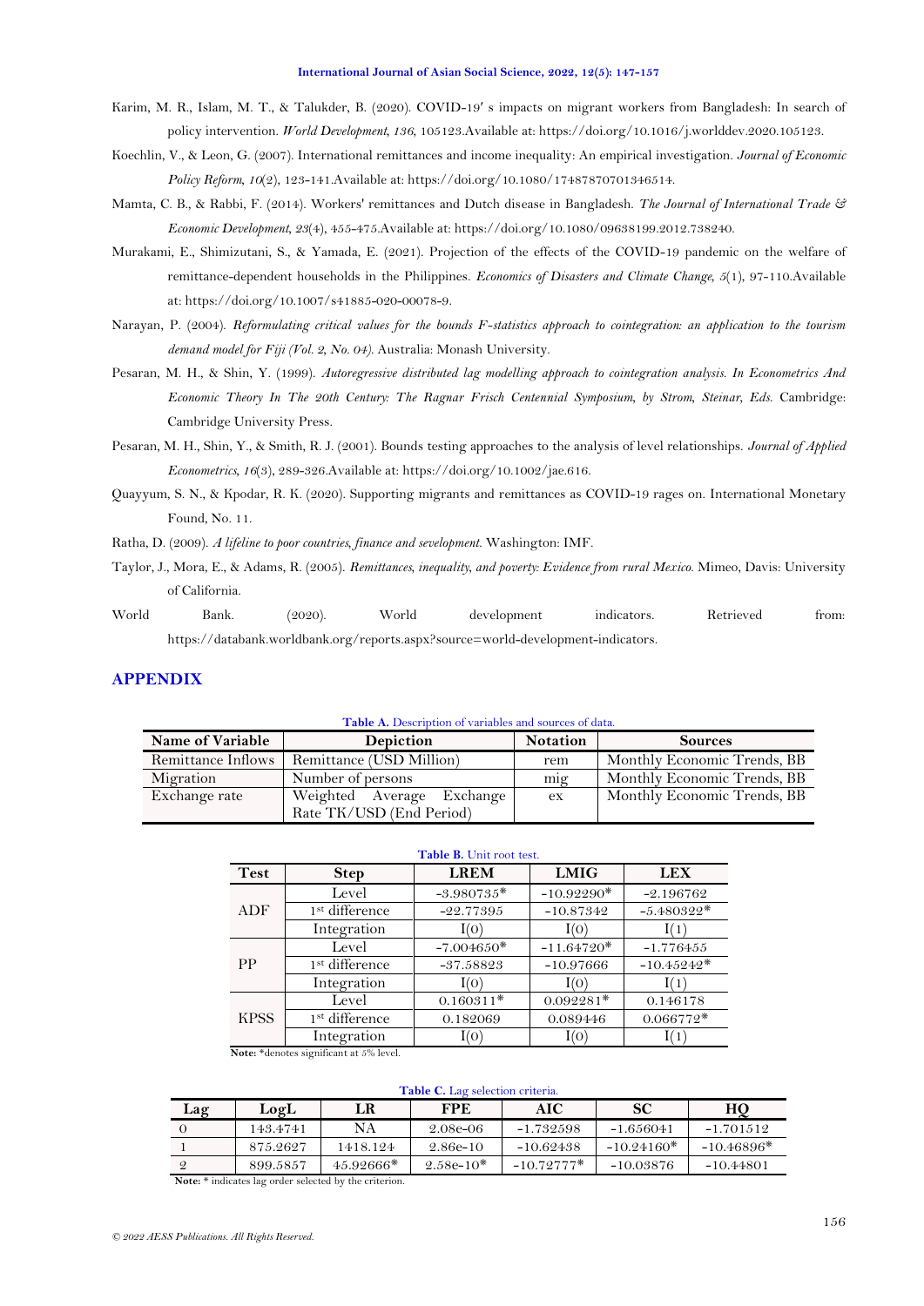Karim, M. R., Islam, M. T., & Talukder, B. (2020). COVID-19′ s impacts on migrant workers from Bangladesh: In search of policy intervention. *World Development, 136*, 105123.Available at: https://doi.org/10.1016/j.worlddev.2020.105123.

Koechlin, V., & Leon, G. (2007). International remittances and income inequality: An empirical investigation. *Journal of Economic Policy Reform, 10*(2), 123-141.Available at: https://doi.org/10.1080/17487870701346514.

Mamta, C. B., & Rabbi, F. (2014). Workers' remittances and Dutch disease in Bangladesh. *The Journal of International Trade & Economic Development, 23*(4), 455-475.Available at: https://doi.org/10.1080/09638199.2012.738240.

Murakami, E., Shimizutani, S., & Yamada, E. (2021). Projection of the effects of the COVID-19 pandemic on the welfare of remittance-dependent households in the Philippines. *Economics of Disasters and Climate Change, 5*(1), 97-110.Available at: https://doi.org/10.1007/s41885-020-00078-9.

Narayan, P. (2004). *Reformulating critical values for the bounds F-statistics approach to cointegration: an application to the tourism demand model for Fiji (Vol. 2, No. 04)*. Australia: Monash University.

Pesaran, M. H., & Shin, Y. (1999). *Autoregressive distributed lag modelling approach to cointegration analysis. In Econometrics And Economic Theory In The 20th Century: The Ragnar Frisch Centennial Symposium, by Strom, Steinar, Eds.* Cambridge: Cambridge University Press.

Pesaran, M. H., Shin, Y., & Smith, R. J. (2001). Bounds testing approaches to the analysis of level relationships. *Journal of Applied Econometrics, 16*(3), 289-326.Available at: https://doi.org/10.1002/jae.616.

Quayyum, S. N., & Kpodar, R. K. (2020). Supporting migrants and remittances as COVID-19 rages on. International Monetary Found, No. 11.

Ratha, D. (2009). *A lifeline to poor countries, finance and sevelopment.* Washington: IMF.

Taylor, J., Mora, E., & Adams, R. (2005). *Remittances, inequality, and poverty: Evidence from rural Mexico.* Mimeo, Davis: University of California.

World Bank. (2020). World development indicators. Retrieved from: https://databank.worldbank.org/reports.aspx?source=world-development-indicators.

## APPENDIX

**Table A.** Description of variables and sources of data.

| Name of Variable | Depiction | Notation | Sources |
|---|---|---|---|
| Remittance Inflows | Remittance (USD Million) | rem | Monthly Economic Trends, BB |
| Migration | Number of persons | mig | Monthly Economic Trends, BB |
| Exchange rate | Weighted Average Exchange Rate TK/USD (End Period) | ex | Monthly Economic Trends, BB |

**Table B.** Unit root test.

| Test | Step | LREM | LMIG | LEX |
|---|---|---|---|---|
| ADF | Level | -3.980735* | -10.92290* | -2.196762 |
| | 1st difference | -22.77395 | -10.87342 | -5.480322* |
| | Integration | I(0) | I(0) | I(1) |
| PP | Level | -7.004650* | -11.64720* | -1.776455 |
| | 1st difference | -37.58823 | -10.97666 | -10.45242* |
| | Integration | I(0) | I(0) | I(1) |
| KPSS | Level | 0.160311* | 0.092281* | 0.146178 |
| | 1st difference | 0.182069 | 0.089446 | 0.066772* |
| | Integration | I(0) | I(0) | I(1) |

**Note:** *denotes significant at 5% level.

**Table C.** Lag selection criteria.

| Lag | LogL | LR | FPE | AIC | SC | HQ |
|---|---|---|---|---|---|---|
| 0 | 143.4741 | NA | 2.08e-06 | -1.732598 | -1.656041 | -1.701512 |
| 1 | 875.2627 | 1418.124 | 2.86e-10 | -10.62438 | -10.24160* | -10.46896* |
| 2 | 899.5857 | 45.92666* | 2.58e-10* | -10.72777* | -10.03876 | -10.44801 |

**Note:** * indicates lag order selected by the criterion.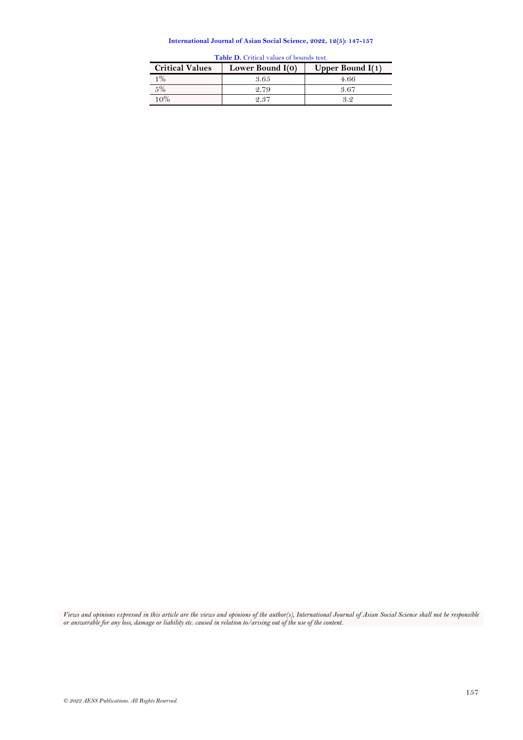**Table D.** Critical values of bounds test.

| Critical Values | Lower Bound I(0) | Upper Bound I(1) |
|---|---|---|
| 1% | 3.65 | 4.66 |
| 5% | 2.79 | 3.67 |
| 10% | 2.37 | 3.2 |

*Views and opinions expressed in this article are the views and opinions of the author(s), International Journal of Asian Social Science shall not be responsible or answerable for any loss, damage or liability etc. caused in relation to/arising out of the use of the content.*